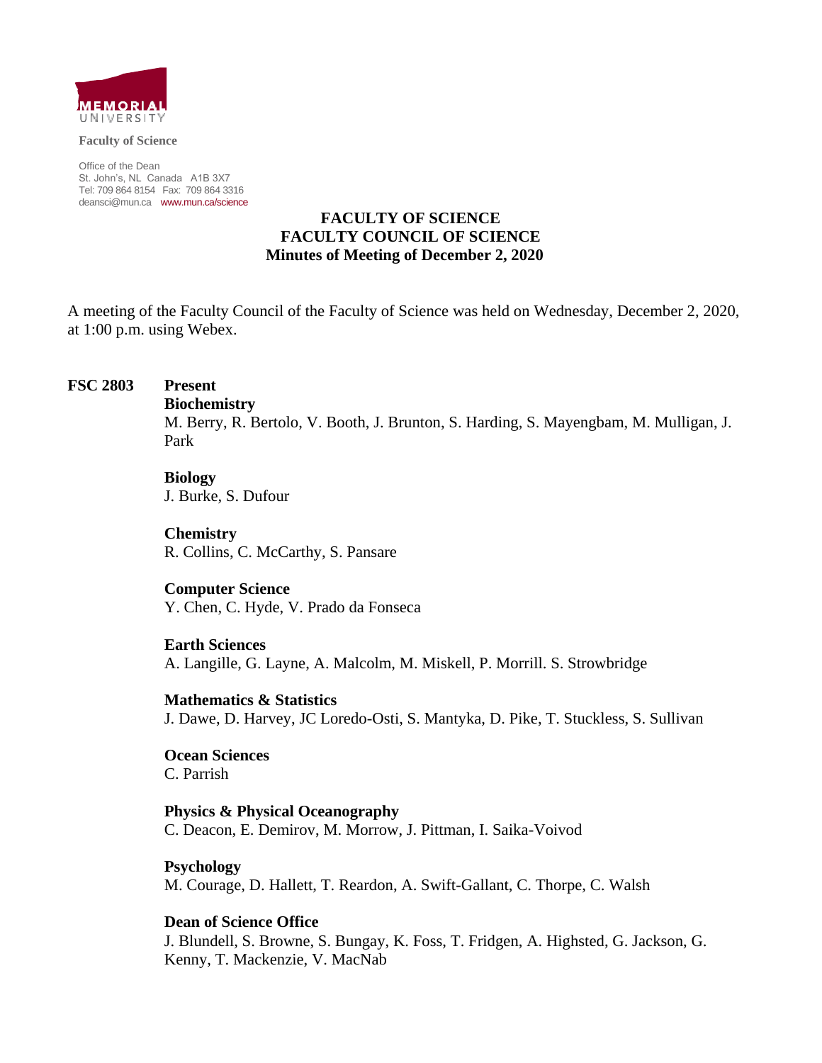MEMORIAL UNIVERSITY

**Faculty of Science**

Office of the Dean
St. John's, NL Canada A1B 3X7
Tel: 709 864 8154 Fax: 709 864 3316
deansci@mun.ca www.mun.ca/science

# FACULTY OF SCIENCE
## FACULTY COUNCIL OF SCIENCE
### Minutes of Meeting of December 2, 2020

A meeting of the Faculty Council of the Faculty of Science was held on Wednesday, December 2, 2020, at 1:00 p.m. using Webex.

**FSC 2803** **Present**

**Biochemistry**
M. Berry, R. Bertolo, V. Booth, J. Brunton, S. Harding, S. Mayengbam, M. Mulligan, J. Park

**Biology**
J. Burke, S. Dufour

**Chemistry**
R. Collins, C. McCarthy, S. Pansare

**Computer Science**
Y. Chen, C. Hyde, V. Prado da Fonseca

**Earth Sciences**
A. Langille, G. Layne, A. Malcolm, M. Miskell, P. Morrill. S. Strowbridge

**Mathematics & Statistics**
J. Dawe, D. Harvey, JC Loredo-Osti, S. Mantyka, D. Pike, T. Stuckless, S. Sullivan

**Ocean Sciences**
C. Parrish

**Physics & Physical Oceanography**
C. Deacon, E. Demirov, M. Morrow, J. Pittman, I. Saika-Voivod

**Psychology**
M. Courage, D. Hallett, T. Reardon, A. Swift-Gallant, C. Thorpe, C. Walsh

**Dean of Science Office**
J. Blundell, S. Browne, S. Bungay, K. Foss, T. Fridgen, A. Highsted, G. Jackson, G. Kenny, T. Mackenzie, V. MacNab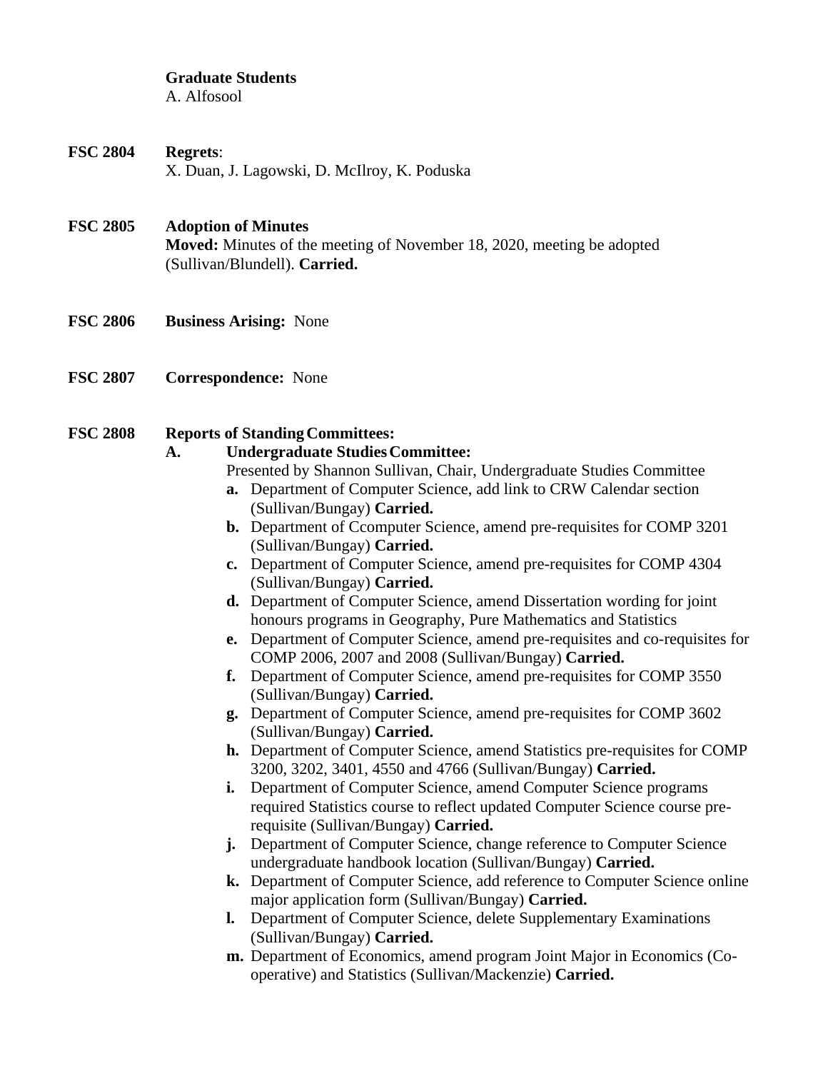**Graduate Students**
A. Alfosool

**FSC 2804** **Regrets**:
X. Duan, J. Lagowski, D. McIlroy, K. Poduska

**FSC 2805** **Adoption of Minutes**
**Moved:** Minutes of the meeting of November 18, 2020, meeting be adopted (Sullivan/Blundell). **Carried.**

**FSC 2806** **Business Arising:** None

**FSC 2807** **Correspondence:** None

**FSC 2808** **Reports of Standing Committees:**

**A.** **Undergraduate Studies Committee:**

Presented by Shannon Sullivan, Chair, Undergraduate Studies Committee

- **a.** Department of Computer Science, add link to CRW Calendar section (Sullivan/Bungay) **Carried.**
- **b.** Department of Ccomputer Science, amend pre-requisites for COMP 3201 (Sullivan/Bungay) **Carried.**
- **c.** Department of Computer Science, amend pre-requisites for COMP 4304 (Sullivan/Bungay) **Carried.**
- **d.** Department of Computer Science, amend Dissertation wording for joint honours programs in Geography, Pure Mathematics and Statistics
- **e.** Department of Computer Science, amend pre-requisites and co-requisites for COMP 2006, 2007 and 2008 (Sullivan/Bungay) **Carried.**
- **f.** Department of Computer Science, amend pre-requisites for COMP 3550 (Sullivan/Bungay) **Carried.**
- **g.** Department of Computer Science, amend pre-requisites for COMP 3602 (Sullivan/Bungay) **Carried.**
- **h.** Department of Computer Science, amend Statistics pre-requisites for COMP 3200, 3202, 3401, 4550 and 4766 (Sullivan/Bungay) **Carried.**
- **i.** Department of Computer Science, amend Computer Science programs required Statistics course to reflect updated Computer Science course pre-requisite (Sullivan/Bungay) **Carried.**
- **j.** Department of Computer Science, change reference to Computer Science undergraduate handbook location (Sullivan/Bungay) **Carried.**
- **k.** Department of Computer Science, add reference to Computer Science online major application form (Sullivan/Bungay) **Carried.**
- **l.** Department of Computer Science, delete Supplementary Examinations (Sullivan/Bungay) **Carried.**
- **m.** Department of Economics, amend program Joint Major in Economics (Co-operative) and Statistics (Sullivan/Mackenzie) **Carried.**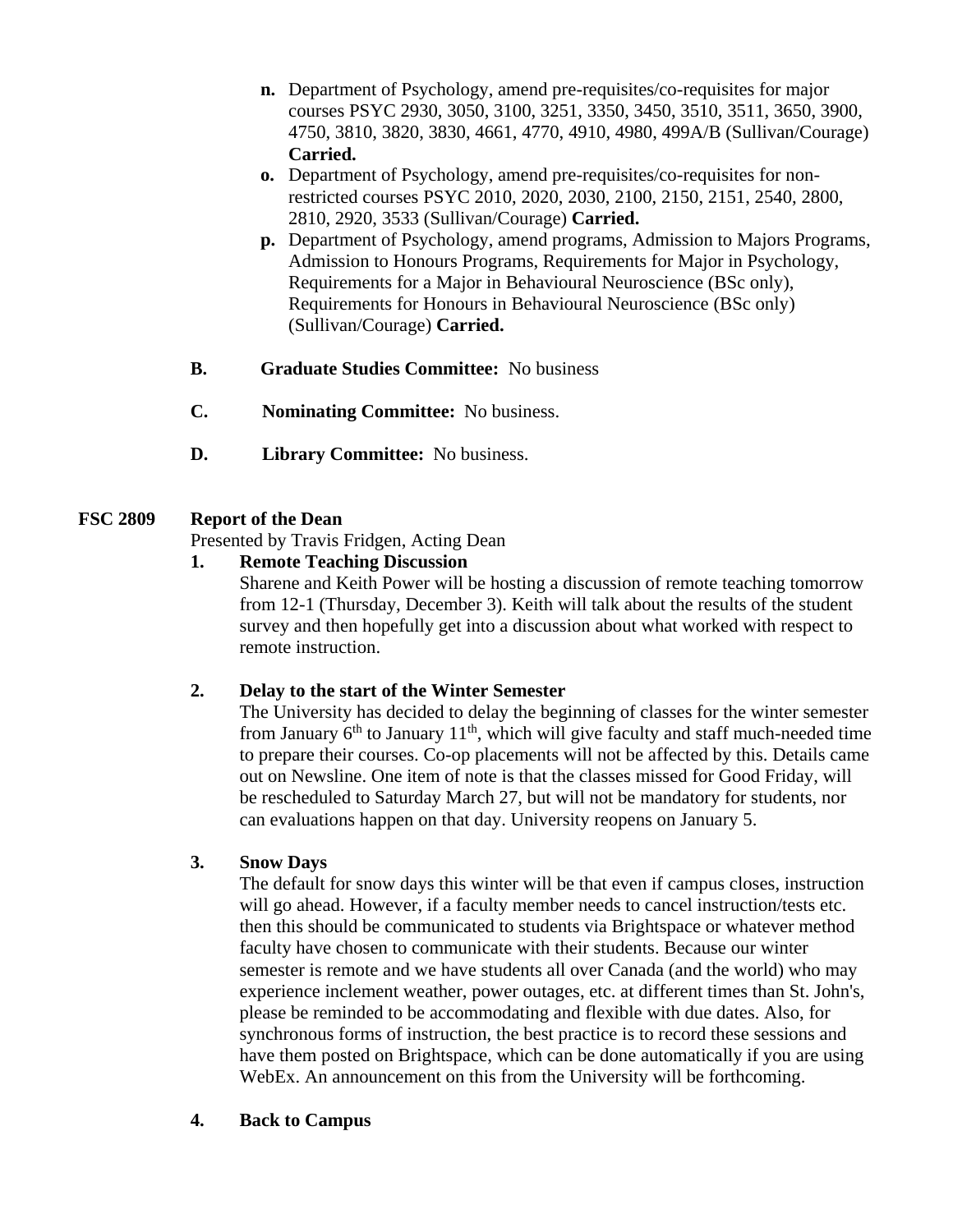n. Department of Psychology, amend pre-requisites/co-requisites for major courses PSYC 2930, 3050, 3100, 3251, 3350, 3450, 3510, 3511, 3650, 3900, 4750, 3810, 3820, 3830, 4661, 4770, 4910, 4980, 499A/B (Sullivan/Courage) **Carried.**

o. Department of Psychology, amend pre-requisites/co-requisites for non-restricted courses PSYC 2010, 2020, 2030, 2100, 2150, 2151, 2540, 2800, 2810, 2920, 3533 (Sullivan/Courage) **Carried.**

p. Department of Psychology, amend programs, Admission to Majors Programs, Admission to Honours Programs, Requirements for Major in Psychology, Requirements for a Major in Behavioural Neuroscience (BSc only), Requirements for Honours in Behavioural Neuroscience (BSc only) (Sullivan/Courage) **Carried.**

**B. Graduate Studies Committee:** No business

**C. Nominating Committee:** No business.

**D. Library Committee:** No business.

## FSC 2809 Report of the Dean

Presented by Travis Fridgen, Acting Dean

### 1. Remote Teaching Discussion

Sharene and Keith Power will be hosting a discussion of remote teaching tomorrow from 12-1 (Thursday, December 3). Keith will talk about the results of the student survey and then hopefully get into a discussion about what worked with respect to remote instruction.

### 2. Delay to the start of the Winter Semester

The University has decided to delay the beginning of classes for the winter semester from January 6th to January 11th, which will give faculty and staff much-needed time to prepare their courses. Co-op placements will not be affected by this. Details came out on Newsline. One item of note is that the classes missed for Good Friday, will be rescheduled to Saturday March 27, but will not be mandatory for students, nor can evaluations happen on that day. University reopens on January 5.

### 3. Snow Days

The default for snow days this winter will be that even if campus closes, instruction will go ahead. However, if a faculty member needs to cancel instruction/tests etc. then this should be communicated to students via Brightspace or whatever method faculty have chosen to communicate with their students. Because our winter semester is remote and we have students all over Canada (and the world) who may experience inclement weather, power outages, etc. at different times than St. John's, please be reminded to be accommodating and flexible with due dates. Also, for synchronous forms of instruction, the best practice is to record these sessions and have them posted on Brightspace, which can be done automatically if you are using WebEx. An announcement on this from the University will be forthcoming.

### 4. Back to Campus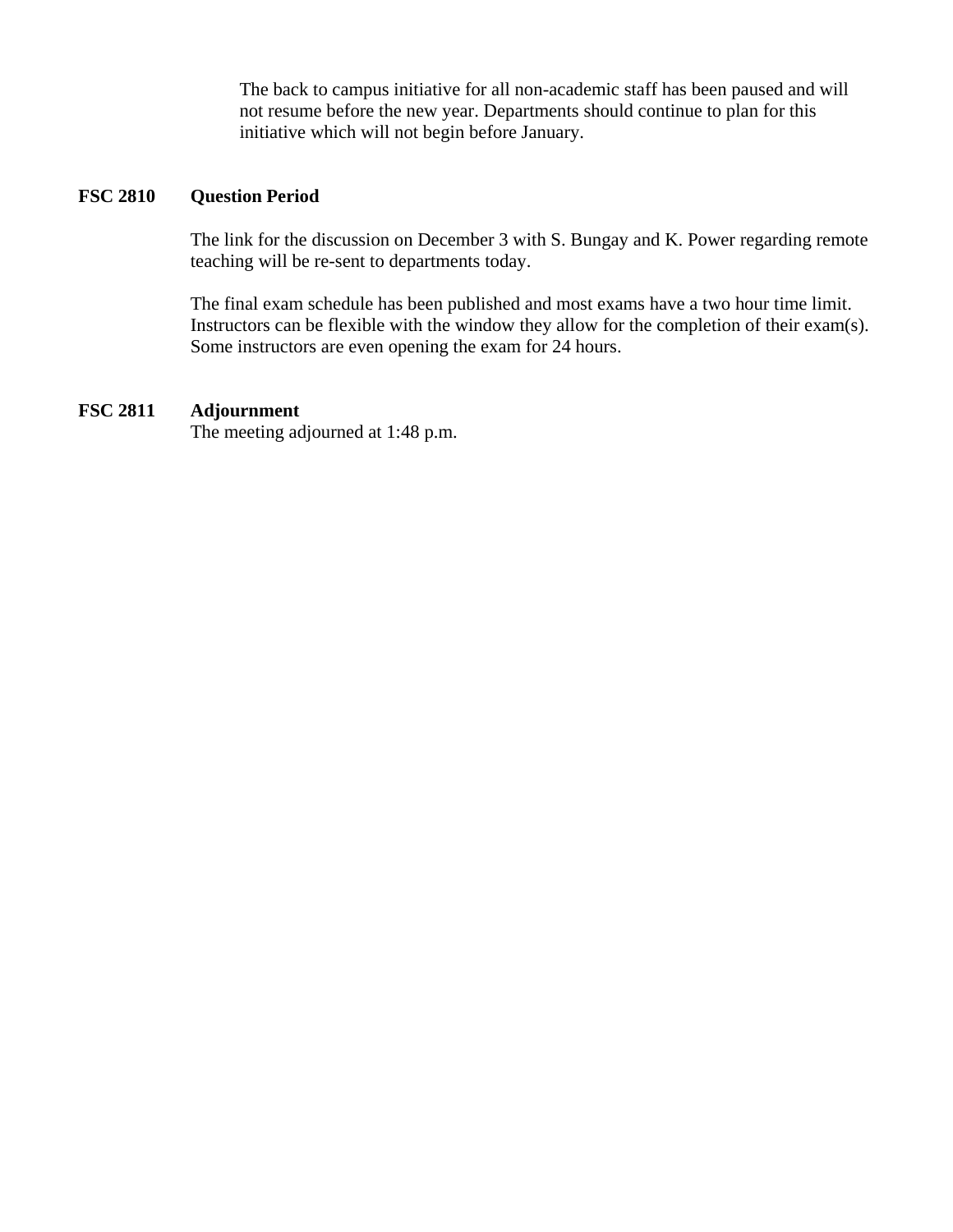The back to campus initiative for all non-academic staff has been paused and will not resume before the new year. Departments should continue to plan for this initiative which will not begin before January.

**FSC 2810 Question Period**

The link for the discussion on December 3 with S. Bungay and K. Power regarding remote teaching will be re-sent to departments today.

The final exam schedule has been published and most exams have a two hour time limit. Instructors can be flexible with the window they allow for the completion of their exam(s). Some instructors are even opening the exam for 24 hours.

**FSC 2811 Adjournment**

The meeting adjourned at 1:48 p.m.